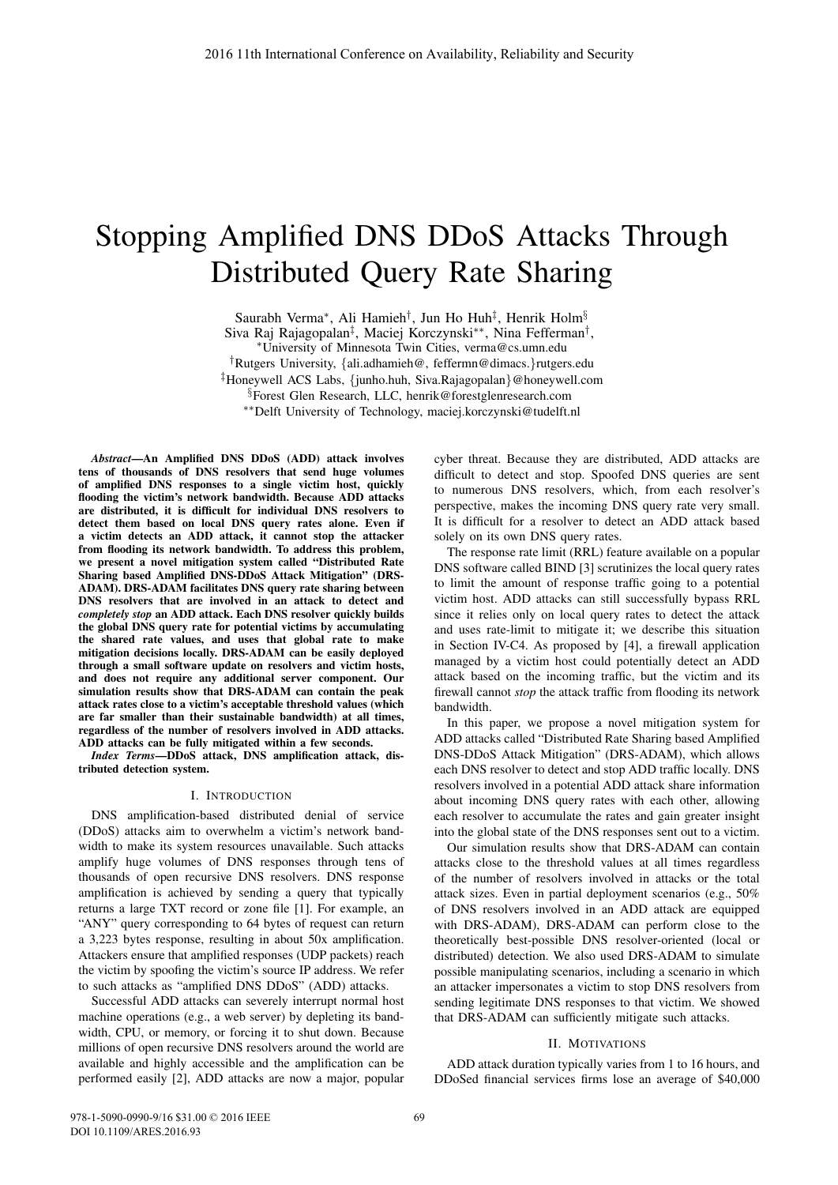# Stopping Amplified DNS DDoS Attacks Through Distributed Query Rate Sharing

Saurabh Verma*, Ali Hamieh†, Jun Ho Huh‡, Henrik Holm§
Siva Raj Rajagopalan‡, Maciej Korczynski**, Nina Fefferman†,
*University of Minnesota Twin Cities, verma@cs.umn.edu
†Rutgers University, {ali.adhamieh@, feffermn@dimacs.}rutgers.edu
‡Honeywell ACS Labs, {junho.huh, Siva.Rajagopalan}@honeywell.com
§Forest Glen Research, LLC, henrik@forestglenresearch.com
**Delft University of Technology, maciej.korczynski@tudelft.nl

***Abstract*—An Amplified DNS DDoS (ADD) attack involves tens of thousands of DNS resolvers that send huge volumes of amplified DNS responses to a single victim host, quickly flooding the victim's network bandwidth. Because ADD attacks are distributed, it is difficult for individual DNS resolvers to detect them based on local DNS query rates alone. Even if a victim detects an ADD attack, it cannot stop the attacker from flooding its network bandwidth. To address this problem, we present a novel mitigation system called "Distributed Rate Sharing based Amplified DNS-DDoS Attack Mitigation" (DRS-ADAM). DRS-ADAM facilitates DNS query rate sharing between DNS resolvers that are involved in an attack to detect and *completely stop* an ADD attack. Each DNS resolver quickly builds the global DNS query rate for potential victims by accumulating the shared rate values, and uses that global rate to make mitigation decisions locally. DRS-ADAM can be easily deployed through a small software update on resolvers and victim hosts, and does not require any additional server component. Our simulation results show that DRS-ADAM can contain the peak attack rates close to a victim's acceptable threshold values (which are far smaller than their sustainable bandwidth) at all times, regardless of the number of resolvers involved in ADD attacks. ADD attacks can be fully mitigated within a few seconds.**

***Index Terms*—DDoS attack, DNS amplification attack, distributed detection system.**

## I. Introduction

DNS amplification-based distributed denial of service (DDoS) attacks aim to overwhelm a victim's network bandwidth to make its system resources unavailable. Such attacks amplify huge volumes of DNS responses through tens of thousands of open recursive DNS resolvers. DNS response amplification is achieved by sending a query that typically returns a large TXT record or zone file [1]. For example, an "ANY" query corresponding to 64 bytes of request can return a 3,223 bytes response, resulting in about 50x amplification. Attackers ensure that amplified responses (UDP packets) reach the victim by spoofing the victim's source IP address. We refer to such attacks as "amplified DNS DDoS" (ADD) attacks.

Successful ADD attacks can severely interrupt normal host machine operations (e.g., a web server) by depleting its bandwidth, CPU, or memory, or forcing it to shut down. Because millions of open recursive DNS resolvers around the world are available and highly accessible and the amplification can be performed easily [2], ADD attacks are now a major, popular cyber threat. Because they are distributed, ADD attacks are difficult to detect and stop. Spoofed DNS queries are sent to numerous DNS resolvers, which, from each resolver's perspective, makes the incoming DNS query rate very small. It is difficult for a resolver to detect an ADD attack based solely on its own DNS query rates.

The response rate limit (RRL) feature available on a popular DNS software called BIND [3] scrutinizes the local query rates to limit the amount of response traffic going to a potential victim host. ADD attacks can still successfully bypass RRL since it relies only on local query rates to detect the attack and uses rate-limit to mitigate it; we describe this situation in Section IV-C4. As proposed by [4], a firewall application managed by a victim host could potentially detect an ADD attack based on the incoming traffic, but the victim and its firewall cannot *stop* the attack traffic from flooding its network bandwidth.

In this paper, we propose a novel mitigation system for ADD attacks called "Distributed Rate Sharing based Amplified DNS-DDoS Attack Mitigation" (DRS-ADAM), which allows each DNS resolver to detect and stop ADD traffic locally. DNS resolvers involved in a potential ADD attack share information about incoming DNS query rates with each other, allowing each resolver to accumulate the rates and gain greater insight into the global state of the DNS responses sent out to a victim.

Our simulation results show that DRS-ADAM can contain attacks close to the threshold values at all times regardless of the number of resolvers involved in attacks or the total attack sizes. Even in partial deployment scenarios (e.g., 50% of DNS resolvers involved in an ADD attack are equipped with DRS-ADAM), DRS-ADAM can perform close to the theoretically best-possible DNS resolver-oriented (local or distributed) detection. We also used DRS-ADAM to simulate possible manipulating scenarios, including a scenario in which an attacker impersonates a victim to stop DNS resolvers from sending legitimate DNS responses to that victim. We showed that DRS-ADAM can sufficiently mitigate such attacks.

## II. Motivations

ADD attack duration typically varies from 1 to 16 hours, and DDoSed financial services firms lose an average of $40,000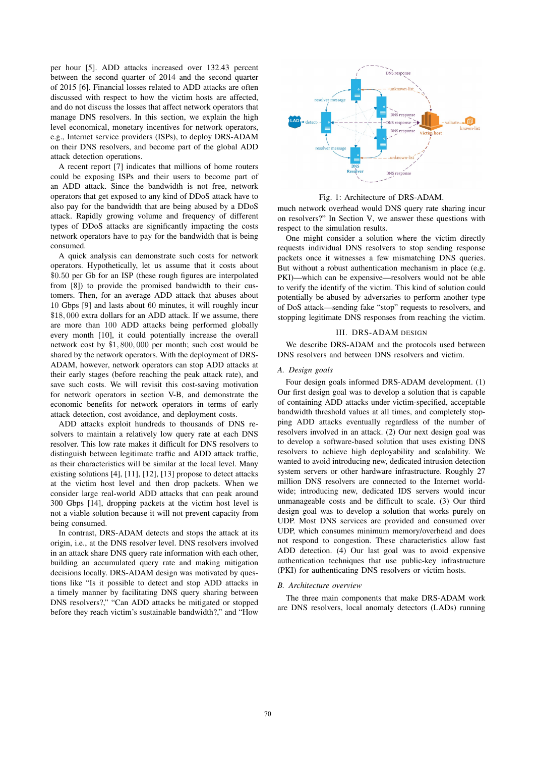per hour [5]. ADD attacks increased over 132.43 percent between the second quarter of 2014 and the second quarter of 2015 [6]. Financial losses related to ADD attacks are often discussed with respect to how the victim hosts are affected, and do not discuss the losses that affect network operators that manage DNS resolvers. In this section, we explain the high level economical, monetary incentives for network operators, e.g., Internet service providers (ISPs), to deploy DRS-ADAM on their DNS resolvers, and become part of the global ADD attack detection operations.

A recent report [7] indicates that millions of home routers could be exposing ISPs and their users to become part of an ADD attack. Since the bandwidth is not free, network operators that get exposed to any kind of DDoS attack have to also pay for the bandwidth that are being abused by a DDoS attack. Rapidly growing volume and frequency of different types of DDoS attacks are significantly impacting the costs network operators have to pay for the bandwidth that is being consumed.

A quick analysis can demonstrate such costs for network operators. Hypothetically, let us assume that it costs about $\$0.50$ per Gb for an ISP (these rough figures are interpolated from [8]) to provide the promised bandwidth to their customers. Then, for an average ADD attack that abuses about $10$ Gbps [9] and lasts about $60$ minutes, it will roughly incur $\$18,000$ extra dollars for an ADD attack. If we assume, there are more than $100$ ADD attacks being performed globally every month [10], it could potentially increase the overall network cost by $\$1,800,000$ per month; such cost would be shared by the network operators. With the deployment of DRS-ADAM, however, network operators can stop ADD attacks at their early stages (before reaching the peak attack rate), and save such costs. We will revisit this cost-saving motivation for network operators in section V-B, and demonstrate the economic benefits for network operators in terms of early attack detection, cost avoidance, and deployment costs.

ADD attacks exploit hundreds to thousands of DNS resolvers to maintain a relatively low query rate at each DNS resolver. This low rate makes it difficult for DNS resolvers to distinguish between legitimate traffic and ADD attack traffic, as their characteristics will be similar at the local level. Many existing solutions [4], [11], [12], [13] propose to detect attacks at the victim host level and then drop packets. When we consider large real-world ADD attacks that can peak around 300 Gbps [14], dropping packets at the victim host level is not a viable solution because it will not prevent capacity from being consumed.

In contrast, DRS-ADAM detects and stops the attack at its origin, i.e., at the DNS resolver level. DNS resolvers involved in an attack share DNS query rate information with each other, building an accumulated query rate and making mitigation decisions locally. DRS-ADAM design was motivated by questions like "Is it possible to detect and stop ADD attacks in a timely manner by facilitating DNS query sharing between DNS resolvers?," "Can ADD attacks be mitigated or stopped before they reach victim's sustainable bandwidth?," and "How much network overhead would DNS query rate sharing incur on resolvers?" In Section V, we answer these questions with respect to the simulation results.

DNS response
unknown-list
resolver message
DNS response
LAD
detect
DNS response
validate
Victim host
known-list
DNS response
resolver message
unknown-list
DNS Resolver
DNS response

Fig. 1: Architecture of DRS-ADAM.

One might consider a solution where the victim directly requests individual DNS resolvers to stop sending response packets once it witnesses a few mismatching DNS queries. But without a robust authentication mechanism in place (e.g. PKI)—which can be expensive—resolvers would not be able to verify the identify of the victim. This kind of solution could potentially be abused by adversaries to perform another type of DoS attack—sending fake "stop" requests to resolvers, and stopping legitimate DNS responses from reaching the victim.

## III. DRS-ADAM DESIGN

We describe DRS-ADAM and the protocols used between DNS resolvers and between DNS resolvers and victim.

### *A. Design goals*

Four design goals informed DRS-ADAM development. (1) Our first design goal was to develop a solution that is capable of containing ADD attacks under victim-specified, acceptable bandwidth threshold values at all times, and completely stopping ADD attacks eventually regardless of the number of resolvers involved in an attack. (2) Our next design goal was to develop a software-based solution that uses existing DNS resolvers to achieve high deployability and scalability. We wanted to avoid introducing new, dedicated intrusion detection system servers or other hardware infrastructure. Roughly 27 million DNS resolvers are connected to the Internet worldwide; introducing new, dedicated IDS servers would incur unmanageable costs and be difficult to scale. (3) Our third design goal was to develop a solution that works purely on UDP. Most DNS services are provided and consumed over UDP, which consumes minimum memory/overhead and does not respond to congestion. These characteristics allow fast ADD detection. (4) Our last goal was to avoid expensive authentication techniques that use public-key infrastructure (PKI) for authenticating DNS resolvers or victim hosts.

### *B. Architecture overview*

The three main components that make DRS-ADAM work are DNS resolvers, local anomaly detectors (LADs) running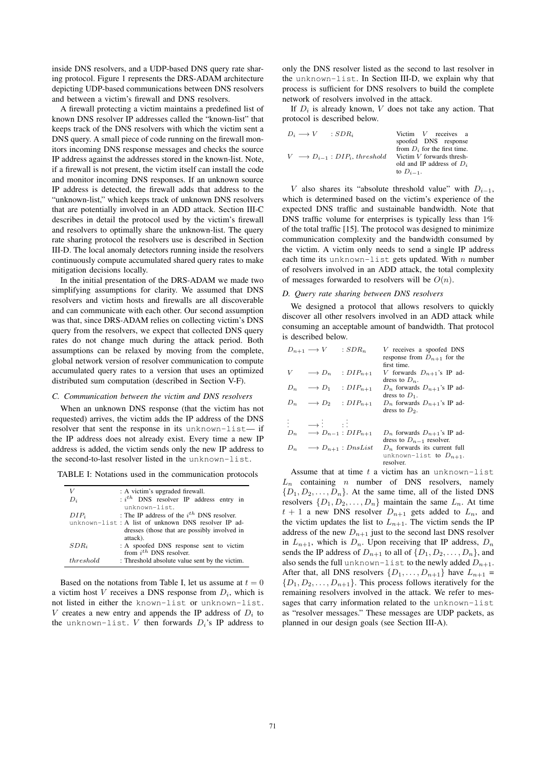inside DNS resolvers, and a UDP-based DNS query rate sharing protocol. Figure 1 represents the DRS-ADAM architecture depicting UDP-based communications between DNS resolvers and between a victim's firewall and DNS resolvers.

A firewall protecting a victim maintains a predefined list of known DNS resolver IP addresses called the "known-list" that keeps track of the DNS resolvers with which the victim sent a DNS query. A small piece of code running on the firewall monitors incoming DNS response messages and checks the source IP address against the addresses stored in the known-list. Note, if a firewall is not present, the victim itself can install the code and monitor incoming DNS responses. If an unknown source IP address is detected, the firewall adds that address to the "unknown-list," which keeps track of unknown DNS resolvers that are potentially involved in an ADD attack. Section III-C describes in detail the protocol used by the victim's firewall and resolvers to optimally share the unknown-list. The query rate sharing protocol the resolvers use is described in Section III-D. The local anomaly detectors running inside the resolvers continuously compute accumulated shared query rates to make mitigation decisions locally.

In the initial presentation of the DRS-ADAM we made two simplifying assumptions for clarity. We assumed that DNS resolvers and victim hosts and firewalls are all discoverable and can communicate with each other. Our second assumption was that, since DRS-ADAM relies on collecting victim's DNS query from the resolvers, we expect that collected DNS query rates do not change much during the attack period. Both assumptions can be relaxed by moving from the complete, global network version of resolver communication to compute accumulated query rates to a version that uses an optimized distributed sum computation (described in Section V-F).

### C. Communication between the victim and DNS resolvers

When an unknown DNS response (that the victim has not requested) arrives, the victim adds the IP address of the DNS resolver that sent the response in its `unknown-list`— if the IP address does not already exist. Every time a new IP address is added, the victim sends only the new IP address to the second-to-last resolver listed in the `unknown-list`.

TABLE I: Notations used in the communication protocols

| | |
|---|---|
| $V$ | : A victim's upgraded firewall. |
| $D_i$ | : $i^{th}$ DNS resolver IP address entry in `unknown-list`. |
| $DIP_i$ | : The IP address of the $i^{th}$ DNS resolver. |
| `unknown-list` | : A list of unknown DNS resolver IP addresses (those that are possibly involved in attack). |
| $SDR_i$ | : A spoofed DNS response sent to victim from $i^{th}$ DNS resolver. |
| $threshold$ | : Threshold absolute value sent by the victim. |

Based on the notations from Table I, let us assume at $t = 0$ a victim host $V$ receives a DNS response from $D_i$, which is not listed in either the `known-list` or `unknown-list`. $V$ creates a new entry and appends the IP address of $D_i$ to the `unknown-list`. $V$ then forwards $D_i$'s IP address to only the DNS resolver listed as the second to last resolver in the `unknown-list`. In Section III-D, we explain why that process is sufficient for DNS resolvers to build the complete network of resolvers involved in the attack.

If $D_i$ is already known, $V$ does not take any action. That protocol is described below.

| | |
|---|---|
| $D_i \longrightarrow V \quad : SDR_i$ | Victim $V$ receives a spoofed DNS response from $D_i$ for the first time. |
| $V \longrightarrow D_{i-1} : DIP_i, threshold$ | Victim $V$ forwards threshold and IP address of $D_i$ to $D_{i-1}$. |

$V$ also shares its "absolute threshold value" with $D_{i-1}$, which is determined based on the victim's experience of the expected DNS traffic and sustainable bandwidth. Note that DNS traffic volume for enterprises is typically less than 1% of the total traffic [15]. The protocol was designed to minimize communication complexity and the bandwidth consumed by the victim. A victim only needs to send a single IP address each time its `unknown-list` gets updated. With $n$ number of resolvers involved in an ADD attack, the total complexity of messages forwarded to resolvers will be $O(n)$.

### D. Query rate sharing between DNS resolvers

We designed a protocol that allows resolvers to quickly discover all other resolvers involved in an ADD attack while consuming an acceptable amount of bandwidth. That protocol is described below.

| | | | |
|---|---|---|---|
| $D_{n+1}$ | $\longrightarrow V$ | $: SDR_n$ | $V$ receives a spoofed DNS response from $D_{n+1}$ for the first time. |
| $V$ | $\longrightarrow D_n$ | $: DIP_{n+1}$ | $V$ forwards $D_{n+1}$'s IP address to $D_n$. |
| $D_n$ | $\longrightarrow D_1$ | $: DIP_{n+1}$ | $D_n$ forwards $D_{n+1}$'s IP address to $D_1$. |
| $D_n$ | $\longrightarrow D_2$ | $: DIP_{n+1}$ | $D_n$ forwards $D_{n+1}$'s IP address to $D_2$. |
| $\vdots$ | $\longrightarrow \vdots$ | $: \vdots$ | |
| $D_n$ | $\longrightarrow D_{n-1}$ | $: DIP_{n+1}$ | $D_n$ forwards $D_{n+1}$'s IP address to $D_{n-1}$ resolver. |
| $D_n$ | $\longrightarrow D_{n+1}$ | $: DnsList$ | $D_n$ forwards its current full `unknown-list` to $D_{n+1}$. resolver. |

Assume that at time $t$ a victim has an `unknown-list` $L_n$ containing $n$ number of DNS resolvers, namely $\{D_1, D_2, \ldots, D_n\}$. At the same time, all of the listed DNS resolvers $\{D_1, D_2, \ldots, D_n\}$ maintain the same $L_n$. At time $t + 1$ a new DNS resolver $D_{n+1}$ gets added to $L_n$, and the victim updates the list to $L_{n+1}$. The victim sends the IP address of the new $D_{n+1}$ just to the second last DNS resolver in $L_{n+1}$, which is $D_n$. Upon receiving that IP address, $D_n$ sends the IP address of $D_{n+1}$ to all of $\{D_1, D_2, \ldots, D_n\}$, and also sends the full `unknown-list` to the newly added $D_{n+1}$. After that, all DNS resolvers $\{D_1, \ldots, D_{n+1}\}$ have $L_{n+1} = \{D_1, D_2, \ldots, D_{n+1}\}$. This process follows iteratively for the remaining resolvers involved in the attack. We refer to messages that carry information related to the `unknown-list` as "resolver messages." These messages are UDP packets, as planned in our design goals (see Section III-A).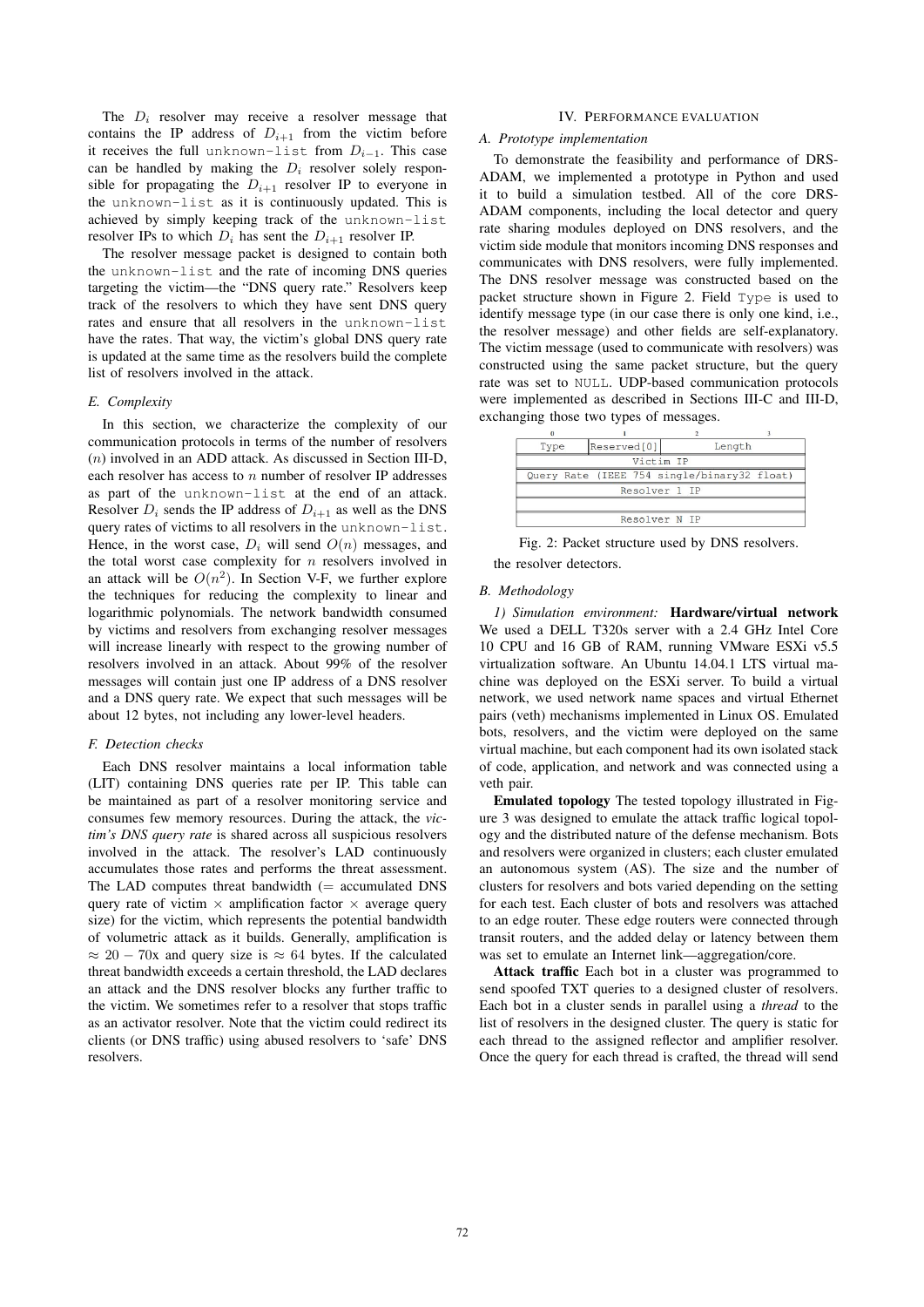The $D_i$ resolver may receive a resolver message that contains the IP address of $D_{i+1}$ from the victim before it receives the full `unknown-list` from $D_{i-1}$. This case can be handled by making the $D_i$ resolver solely responsible for propagating the $D_{i+1}$ resolver IP to everyone in the `unknown-list` as it is continuously updated. This is achieved by simply keeping track of the `unknown-list` resolver IPs to which $D_i$ has sent the $D_{i+1}$ resolver IP.

The resolver message packet is designed to contain both the `unknown-list` and the rate of incoming DNS queries targeting the victim—the "DNS query rate." Resolvers keep track of the resolvers to which they have sent DNS query rates and ensure that all resolvers in the `unknown-list` have the rates. That way, the victim's global DNS query rate is updated at the same time as the resolvers build the complete list of resolvers involved in the attack.

### *E. Complexity*

In this section, we characterize the complexity of our communication protocols in terms of the number of resolvers ($n$) involved in an ADD attack. As discussed in Section III-D, each resolver has access to $n$ number of resolver IP addresses as part of the `unknown-list` at the end of an attack. Resolver $D_i$ sends the IP address of $D_{i+1}$ as well as the DNS query rates of victims to all resolvers in the `unknown-list`. Hence, in the worst case, $D_i$ will send $O(n)$ messages, and the total worst case complexity for $n$ resolvers involved in an attack will be $O(n^2)$. In Section V-F, we further explore the techniques for reducing the complexity to linear and logarithmic polynomials. The network bandwidth consumed by victims and resolvers from exchanging resolver messages will increase linearly with respect to the growing number of resolvers involved in an attack. About 99% of the resolver messages will contain just one IP address of a DNS resolver and a DNS query rate. We expect that such messages will be about 12 bytes, not including any lower-level headers.

### *F. Detection checks*

Each DNS resolver maintains a local information table (LIT) containing DNS queries rate per IP. This table can be maintained as part of a resolver monitoring service and consumes few memory resources. During the attack, the *victim's DNS query rate* is shared across all suspicious resolvers involved in the attack. The resolver's LAD continuously accumulates those rates and performs the threat assessment. The LAD computes threat bandwidth (= accumulated DNS query rate of victim × amplification factor × average query size) for the victim, which represents the potential bandwidth of volumetric attack as it builds. Generally, amplification is $\approx 20 - 70$x and query size is $\approx 64$ bytes. If the calculated threat bandwidth exceeds a certain threshold, the LAD declares an attack and the DNS resolver blocks any further traffic to the victim. We sometimes refer to a resolver that stops traffic as an activator resolver. Note that the victim could redirect its clients (or DNS traffic) using abused resolvers to 'safe' DNS resolvers.

## IV. Performance evaluation

### *A. Prototype implementation*

To demonstrate the feasibility and performance of DRS-ADAM, we implemented a prototype in Python and used it to build a simulation testbed. All of the core DRS-ADAM components, including the local detector and query rate sharing modules deployed on DNS resolvers, and the victim side module that monitors incoming DNS responses and communicates with DNS resolvers, were fully implemented. The DNS resolver message was constructed based on the packet structure shown in Figure 2. Field `Type` is used to identify message type (in our case there is only one kind, i.e., the resolver message) and other fields are self-explanatory. The victim message (used to communicate with resolvers) was constructed using the same packet structure, but the query rate was set to `NULL`. UDP-based communication protocols were implemented as described in Sections III-C and III-D, exchanging those two types of messages.

| 0 | 1 | 2 | 3 |
|---|---|---|---|
| Type | Reserved[0] | Length | |
| Victim IP | | | |
| Query Rate (IEEE 754 single/binary32 float) | | | |
| Resolver 1 IP | | | |
| | | | |
| Resolver N IP | | | |

Fig. 2: Packet structure used by DNS resolvers.

the resolver detectors.

### *B. Methodology*

*1) Simulation environment:* **Hardware/virtual network** We used a DELL T320s server with a 2.4 GHz Intel Core 10 CPU and 16 GB of RAM, running VMware ESXi v5.5 virtualization software. An Ubuntu 14.04.1 LTS virtual machine was deployed on the ESXi server. To build a virtual network, we used network name spaces and virtual Ethernet pairs (veth) mechanisms implemented in Linux OS. Emulated bots, resolvers, and the victim were deployed on the same virtual machine, but each component had its own isolated stack of code, application, and network and was connected using a veth pair.

**Emulated topology** The tested topology illustrated in Figure 3 was designed to emulate the attack traffic logical topology and the distributed nature of the defense mechanism. Bots and resolvers were organized in clusters; each cluster emulated an autonomous system (AS). The size and the number of clusters for resolvers and bots varied depending on the setting for each test. Each cluster of bots and resolvers was attached to an edge router. These edge routers were connected through transit routers, and the added delay or latency between them was set to emulate an Internet link—aggregation/core.

**Attack traffic** Each bot in a cluster was programmed to send spoofed TXT queries to a designed cluster of resolvers. Each bot in a cluster sends in parallel using a *thread* to the list of resolvers in the designed cluster. The query is static for each thread to the assigned reflector and amplifier resolver. Once the query for each thread is crafted, the thread will send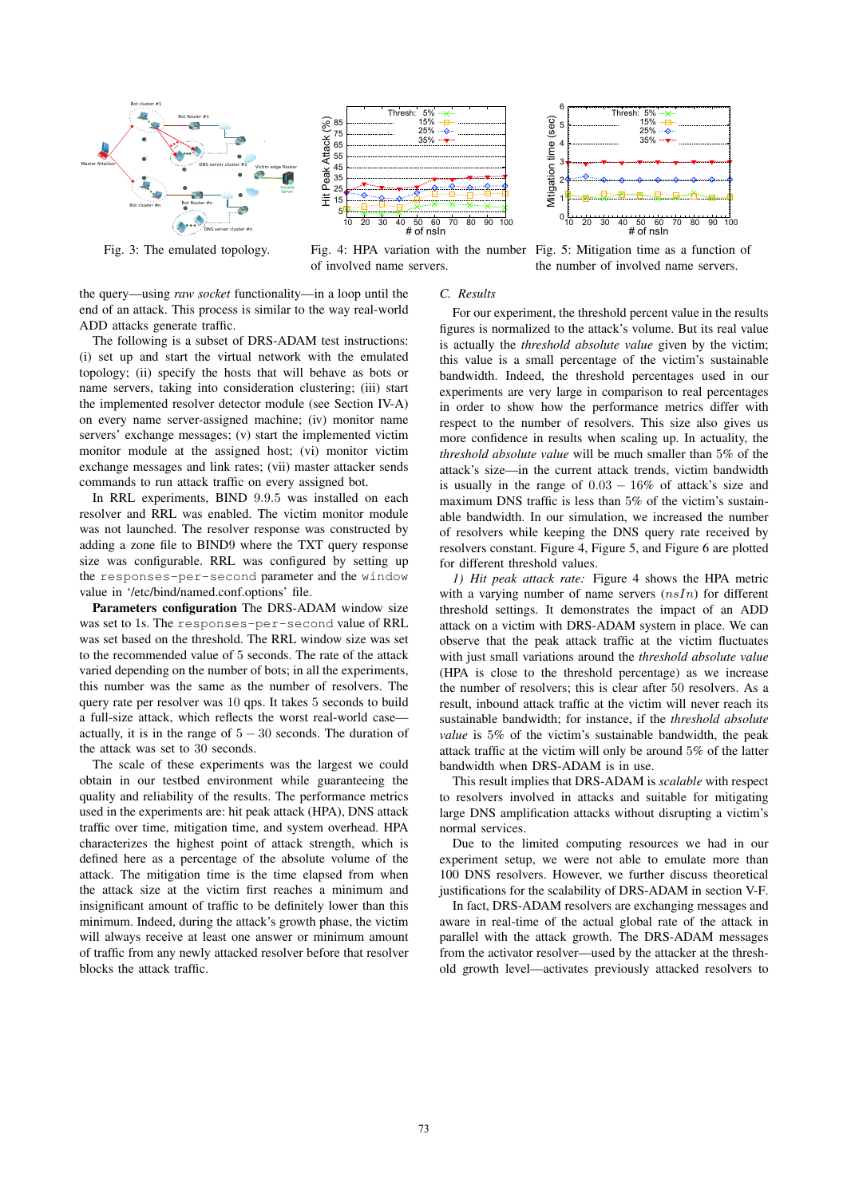Fig. 3: The emulated topology.

Fig. 4: HPA variation with the number of involved name servers.

Fig. 5: Mitigation time as a function of the number of involved name servers.

the query—using *raw socket* functionality—in a loop until the end of an attack. This process is similar to the way real-world ADD attacks generate traffic.

The following is a subset of DRS-ADAM test instructions: (i) set up and start the virtual network with the emulated topology; (ii) specify the hosts that will behave as bots or name servers, taking into consideration clustering; (iii) start the implemented resolver detector module (see Section IV-A) on every name server-assigned machine; (iv) monitor name servers' exchange messages; (v) start the implemented victim monitor module at the assigned host; (vi) victim monitor exchange messages and link rates; (vii) master attacker sends commands to run attack traffic on every assigned bot.

In RRL experiments, BIND 9.9.5 was installed on each resolver and RRL was enabled. The victim monitor module was not launched. The resolver response was constructed by adding a zone file to BIND9 where the TXT query response size was configurable. RRL was configured by setting up the `responses-per-second` parameter and the `window` value in '/etc/bind/named.conf.options' file.

**Parameters configuration** The DRS-ADAM window size was set to 1s. The `responses-per-second` value of RRL was set based on the threshold. The RRL window size was set to the recommended value of 5 seconds. The rate of the attack varied depending on the number of bots; in all the experiments, this number was the same as the number of resolvers. The query rate per resolver was 10 qps. It takes 5 seconds to build a full-size attack, which reflects the worst real-world case—actually, it is in the range of $5-30$ seconds. The duration of the attack was set to 30 seconds.

The scale of these experiments was the largest we could obtain in our testbed environment while guaranteeing the quality and reliability of the results. The performance metrics used in the experiments are: hit peak attack (HPA), DNS attack traffic over time, mitigation time, and system overhead. HPA characterizes the highest point of attack strength, which is defined here as a percentage of the absolute volume of the attack. The mitigation time is the time elapsed from when the attack size at the victim first reaches a minimum and insignificant amount of traffic to be definitely lower than this minimum. Indeed, during the attack's growth phase, the victim will always receive at least one answer or minimum amount of traffic from any newly attacked resolver before that resolver blocks the attack traffic.

### *C. Results*

For our experiment, the threshold percent value in the results figures is normalized to the attack's volume. But its real value is actually the *threshold absolute value* given by the victim; this value is a small percentage of the victim's sustainable bandwidth. Indeed, the threshold percentages used in our experiments are very large in comparison to real percentages in order to show how the performance metrics differ with respect to the number of resolvers. This size also gives us more confidence in results when scaling up. In actuality, the *threshold absolute value* will be much smaller than 5% of the attack's size—in the current attack trends, victim bandwidth is usually in the range of $0.03-16\%$ of attack's size and maximum DNS traffic is less than 5% of the victim's sustainable bandwidth. In our simulation, we increased the number of resolvers while keeping the DNS query rate received by resolvers constant. Figure 4, Figure 5, and Figure 6 are plotted for different threshold values.

*1) Hit peak attack rate:* Figure 4 shows the HPA metric with a varying number of name servers ($nsIn$) for different threshold settings. It demonstrates the impact of an ADD attack on a victim with DRS-ADAM system in place. We can observe that the peak attack traffic at the victim fluctuates with just small variations around the *threshold absolute value* (HPA is close to the threshold percentage) as we increase the number of resolvers; this is clear after 50 resolvers. As a result, inbound attack traffic at the victim will never reach its sustainable bandwidth; for instance, if the *threshold absolute value* is 5% of the victim's sustainable bandwidth, the peak attack traffic at the victim will only be around 5% of the latter bandwidth when DRS-ADAM is in use.

This result implies that DRS-ADAM is *scalable* with respect to resolvers involved in attacks and suitable for mitigating large DNS amplification attacks without disrupting a victim's normal services.

Due to the limited computing resources we had in our experiment setup, we were not able to emulate more than 100 DNS resolvers. However, we further discuss theoretical justifications for the scalability of DRS-ADAM in section V-F.

In fact, DRS-ADAM resolvers are exchanging messages and aware in real-time of the actual global rate of the attack in parallel with the attack growth. The DRS-ADAM messages from the activator resolver—used by the attacker at the threshold growth level—activates previously attacked resolvers to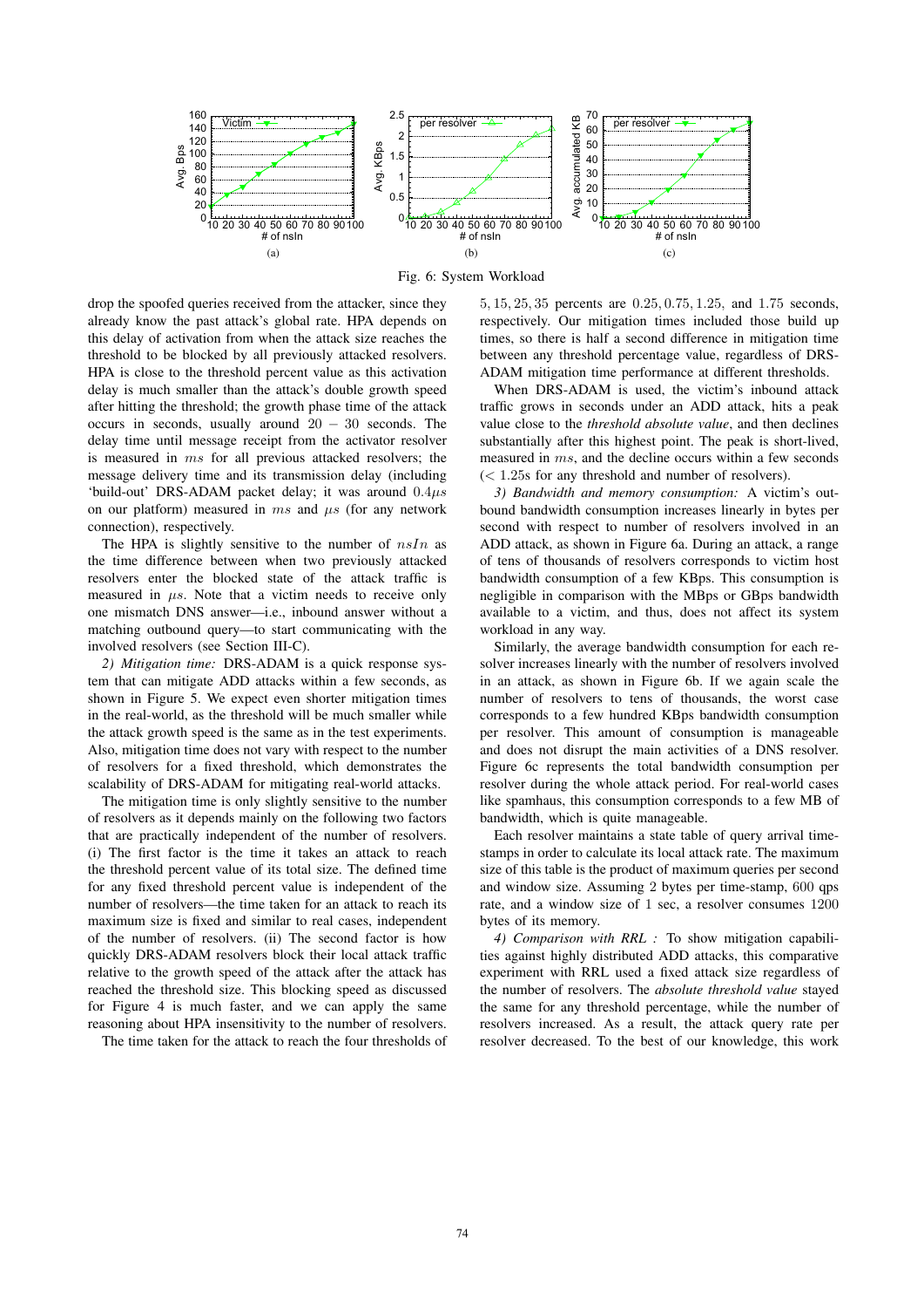Fig. 6: System Workload

drop the spoofed queries received from the attacker, since they already know the past attack's global rate. HPA depends on this delay of activation from when the attack size reaches the threshold to be blocked by all previously attacked resolvers. HPA is close to the threshold percent value as this activation delay is much smaller than the attack's double growth speed after hitting the threshold; the growth phase time of the attack occurs in seconds, usually around $20 - 30$ seconds. The delay time until message receipt from the activator resolver is measured in $ms$ for all previous attacked resolvers; the message delivery time and its transmission delay (including 'build-out' DRS-ADAM packet delay; it was around $0.4\mu s$ on our platform) measured in $ms$ and $\mu s$ (for any network connection), respectively.

The HPA is slightly sensitive to the number of $nsIn$ as the time difference between when two previously attacked resolvers enter the blocked state of the attack traffic is measured in $\mu s$. Note that a victim needs to receive only one mismatch DNS answer—i.e., inbound answer without a matching outbound query—to start communicating with the involved resolvers (see Section III-C).

*2) Mitigation time:* DRS-ADAM is a quick response system that can mitigate ADD attacks within a few seconds, as shown in Figure 5. We expect even shorter mitigation times in the real-world, as the threshold will be much smaller while the attack growth speed is the same as in the test experiments. Also, mitigation time does not vary with respect to the number of resolvers for a fixed threshold, which demonstrates the scalability of DRS-ADAM for mitigating real-world attacks.

The mitigation time is only slightly sensitive to the number of resolvers as it depends mainly on the following two factors that are practically independent of the number of resolvers. (i) The first factor is the time it takes an attack to reach the threshold percent value of its total size. The defined time for any fixed threshold percent value is independent of the number of resolvers—the time taken for an attack to reach its maximum size is fixed and similar to real cases, independent of the number of resolvers. (ii) The second factor is how quickly DRS-ADAM resolvers block their local attack traffic relative to the growth speed of the attack after the attack has reached the threshold size. This blocking speed as discussed for Figure 4 is much faster, and we can apply the same reasoning about HPA insensitivity to the number of resolvers.

The time taken for the attack to reach the four thresholds of $5, 15, 25, 35$ percents are $0.25, 0.75, 1.25,$ and $1.75$ seconds, respectively. Our mitigation times included those build up times, so there is half a second difference in mitigation time between any threshold percentage value, regardless of DRS-ADAM mitigation time performance at different thresholds.

When DRS-ADAM is used, the victim's inbound attack traffic grows in seconds under an ADD attack, hits a peak value close to the *threshold absolute value*, and then declines substantially after this highest point. The peak is short-lived, measured in $ms$, and the decline occurs within a few seconds ($< 1.25$s for any threshold and number of resolvers).

*3) Bandwidth and memory consumption:* A victim's outbound bandwidth consumption increases linearly in bytes per second with respect to number of resolvers involved in an ADD attack, as shown in Figure 6a. During an attack, a range of tens of thousands of resolvers corresponds to victim host bandwidth consumption of a few KBps. This consumption is negligible in comparison with the MBps or GBps bandwidth available to a victim, and thus, does not affect its system workload in any way.

Similarly, the average bandwidth consumption for each resolver increases linearly with the number of resolvers involved in an attack, as shown in Figure 6b. If we again scale the number of resolvers to tens of thousands, the worst case corresponds to a few hundred KBps bandwidth consumption per resolver. This amount of consumption is manageable and does not disrupt the main activities of a DNS resolver. Figure 6c represents the total bandwidth consumption per resolver during the whole attack period. For real-world cases like spamhaus, this consumption corresponds to a few MB of bandwidth, which is quite manageable.

Each resolver maintains a state table of query arrival timestamps in order to calculate its local attack rate. The maximum size of this table is the product of maximum queries per second and window size. Assuming 2 bytes per time-stamp, $600$ qps rate, and a window size of $1$ sec, a resolver consumes $1200$ bytes of its memory.

*4) Comparison with RRL :* To show mitigation capabilities against highly distributed ADD attacks, this comparative experiment with RRL used a fixed attack size regardless of the number of resolvers. The *absolute threshold value* stayed the same for any threshold percentage, while the number of resolvers increased. As a result, the attack query rate per resolver decreased. To the best of our knowledge, this work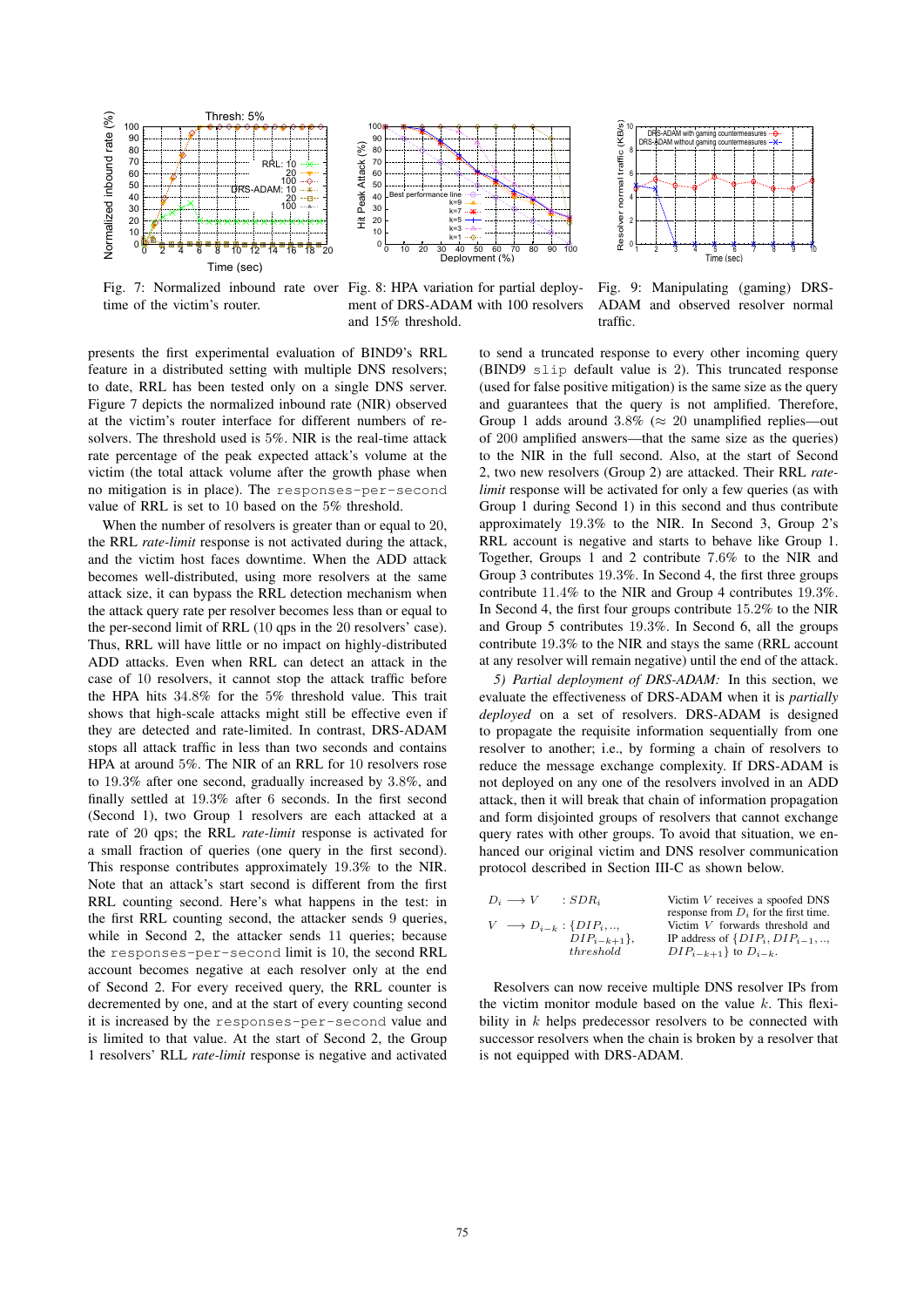Fig. 7: Normalized inbound rate over time of the victim's router.

Fig. 8: HPA variation for partial deployment of DRS-ADAM with 100 resolvers and 15% threshold.

Fig. 9: Manipulating (gaming) DRS-ADAM and observed resolver normal traffic.

presents the first experimental evaluation of BIND9's RRL feature in a distributed setting with multiple DNS resolvers; to date, RRL has been tested only on a single DNS server. Figure 7 depicts the normalized inbound rate (NIR) observed at the victim's router interface for different numbers of resolvers. The threshold used is 5%. NIR is the real-time attack rate percentage of the peak expected attack's volume at the victim (the total attack volume after the growth phase when no mitigation is in place). The `responses-per-second` value of RRL is set to 10 based on the 5% threshold.

When the number of resolvers is greater than or equal to 20, the RRL *rate-limit* response is not activated during the attack, and the victim host faces downtime. When the ADD attack becomes well-distributed, using more resolvers at the same attack size, it can bypass the RRL detection mechanism when the attack query rate per resolver becomes less than or equal to the per-second limit of RRL (10 qps in the 20 resolvers' case). Thus, RRL will have little or no impact on highly-distributed ADD attacks. Even when RRL can detect an attack in the case of 10 resolvers, it cannot stop the attack traffic before the HPA hits 34.8% for the 5% threshold value. This trait shows that high-scale attacks might still be effective even if they are detected and rate-limited. In contrast, DRS-ADAM stops all attack traffic in less than two seconds and contains HPA at around 5%. The NIR of an RRL for 10 resolvers rose to 19.3% after one second, gradually increased by 3.8%, and finally settled at 19.3% after 6 seconds. In the first second (Second 1), two Group 1 resolvers are each attacked at a rate of 20 qps; the RRL *rate-limit* response is activated for a small fraction of queries (one query in the first second). This response contributes approximately 19.3% to the NIR. Note that an attack's start second is different from the first RRL counting second. Here's what happens in the test: in the first RRL counting second, the attacker sends 9 queries, while in Second 2, the attacker sends 11 queries; because the `responses-per-second` limit is 10, the second RRL account becomes negative at each resolver only at the end of Second 2. For every received query, the RRL counter is decremented by one, and at the start of every counting second it is increased by the `responses-per-second` value and is limited to that value. At the start of Second 2, the Group 1 resolvers' RLL *rate-limit* response is negative and activated to send a truncated response to every other incoming query (BIND9 `slip` default value is 2). This truncated response (used for false positive mitigation) is the same size as the query and guarantees that the query is not amplified. Therefore, Group 1 adds around 3.8% ($\approx$ 20 unamplified replies—out of 200 amplified answers—that the same size as the queries) to the NIR in the full second. Also, at the start of Second 2, two new resolvers (Group 2) are attacked. Their RRL *rate-limit* response will be activated for only a few queries (as with Group 1 during Second 1) in this second and thus contribute approximately 19.3% to the NIR. In Second 3, Group 2's RRL account is negative and starts to behave like Group 1. Together, Groups 1 and 2 contribute 7.6% to the NIR and Group 3 contributes 19.3%. In Second 4, the first three groups contribute 11.4% to the NIR and Group 4 contributes 19.3%. In Second 4, the first four groups contribute 15.2% to the NIR and Group 5 contributes 19.3%. In Second 6, all the groups contribute 19.3% to the NIR and stays the same (RRL account at any resolver will remain negative) until the end of the attack.

*5) Partial deployment of DRS-ADAM:* In this section, we evaluate the effectiveness of DRS-ADAM when it is *partially deployed* on a set of resolvers. DRS-ADAM is designed to propagate the requisite information sequentially from one resolver to another; i.e., by forming a chain of resolvers to reduce the message exchange complexity. If DRS-ADAM is not deployed on any one of the resolvers involved in an ADD attack, then it will break that chain of information propagation and form disjointed groups of resolvers that cannot exchange query rates with other groups. To avoid that situation, we enhanced our original victim and DNS resolver communication protocol described in Section III-C as shown below.

| | |
|---|---|
| $D_i \longrightarrow V \quad : SDR_i$ | Victim $V$ receives a spoofed DNS response from $D_i$ for the first time. |
| $V \longrightarrow D_{i-k} : \{DIP_i, .., DIP_{i-k+1}\}, threshold$ | Victim $V$ forwards threshold and IP address of $\{DIP_i, DIP_{i-1}, .., DIP_{i-k+1}\}$ to $D_{i-k}$. |

Resolvers can now receive multiple DNS resolver IPs from the victim monitor module based on the value $k$. This flexibility in $k$ helps predecessor resolvers to be connected with successor resolvers when the chain is broken by a resolver that is not equipped with DRS-ADAM.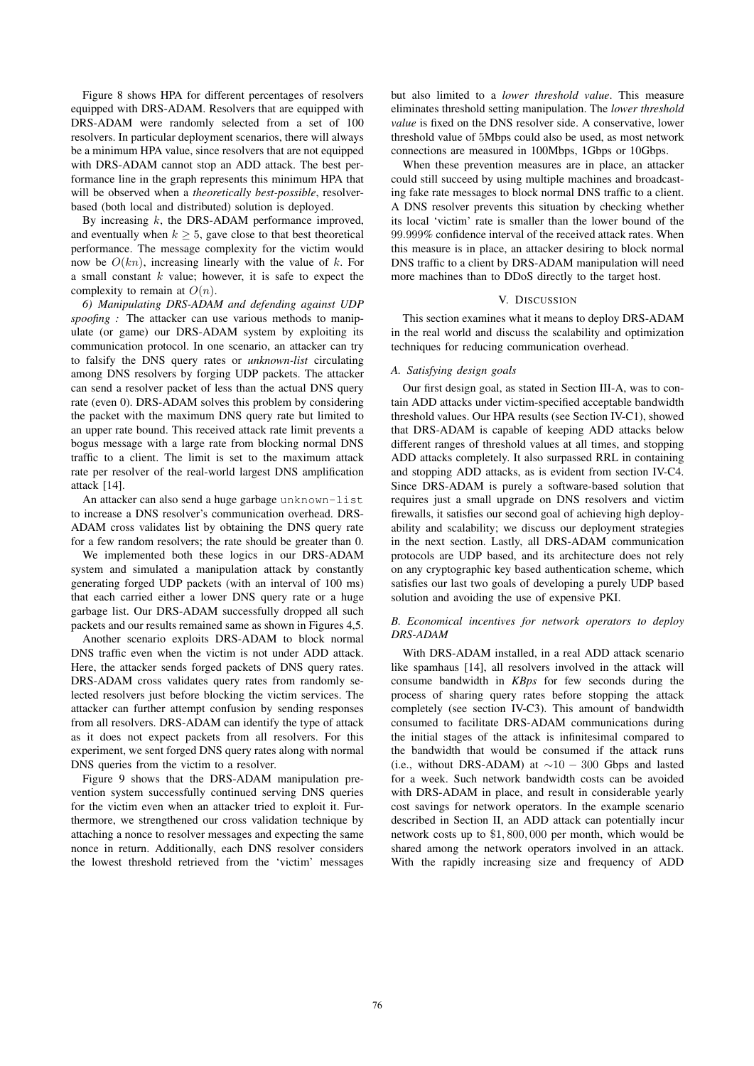Figure 8 shows HPA for different percentages of resolvers equipped with DRS-ADAM. Resolvers that are equipped with DRS-ADAM were randomly selected from a set of 100 resolvers. In particular deployment scenarios, there will always be a minimum HPA value, since resolvers that are not equipped with DRS-ADAM cannot stop an ADD attack. The best performance line in the graph represents this minimum HPA that will be observed when a *theoretically best-possible*, resolver-based (both local and distributed) solution is deployed.

By increasing $k$, the DRS-ADAM performance improved, and eventually when $k \geq 5$, gave close to that best theoretical performance. The message complexity for the victim would now be $O(kn)$, increasing linearly with the value of $k$. For a small constant $k$ value; however, it is safe to expect the complexity to remain at $O(n)$.

*6) Manipulating DRS-ADAM and defending against UDP spoofing :* The attacker can use various methods to manipulate (or game) our DRS-ADAM system by exploiting its communication protocol. In one scenario, an attacker can try to falsify the DNS query rates or *unknown-list* circulating among DNS resolvers by forging UDP packets. The attacker can send a resolver packet of less than the actual DNS query rate (even 0). DRS-ADAM solves this problem by considering the packet with the maximum DNS query rate but limited to an upper rate bound. This received attack rate limit prevents a bogus message with a large rate from blocking normal DNS traffic to a client. The limit is set to the maximum attack rate per resolver of the real-world largest DNS amplification attack [14].

An attacker can also send a huge garbage `unknown-list` to increase a DNS resolver's communication overhead. DRS-ADAM cross validates list by obtaining the DNS query rate for a few random resolvers; the rate should be greater than 0.

We implemented both these logics in our DRS-ADAM system and simulated a manipulation attack by constantly generating forged UDP packets (with an interval of 100 ms) that each carried either a lower DNS query rate or a huge garbage list. Our DRS-ADAM successfully dropped all such packets and our results remained same as shown in Figures 4,5.

Another scenario exploits DRS-ADAM to block normal DNS traffic even when the victim is not under ADD attack. Here, the attacker sends forged packets of DNS query rates. DRS-ADAM cross validates query rates from randomly selected resolvers just before blocking the victim services. The attacker can further attempt confusion by sending responses from all resolvers. DRS-ADAM can identify the type of attack as it does not expect packets from all resolvers. For this experiment, we sent forged DNS query rates along with normal DNS queries from the victim to a resolver.

Figure 9 shows that the DRS-ADAM manipulation prevention system successfully continued serving DNS queries for the victim even when an attacker tried to exploit it. Furthermore, we strengthened our cross validation technique by attaching a nonce to resolver messages and expecting the same nonce in return. Additionally, each DNS resolver considers the lowest threshold retrieved from the 'victim' messages but also limited to a *lower threshold value*. This measure eliminates threshold setting manipulation. The *lower threshold value* is fixed on the DNS resolver side. A conservative, lower threshold value of 5Mbps could also be used, as most network connections are measured in 100Mbps, 1Gbps or 10Gbps.

When these prevention measures are in place, an attacker could still succeed by using multiple machines and broadcasting fake rate messages to block normal DNS traffic to a client. A DNS resolver prevents this situation by checking whether its local 'victim' rate is smaller than the lower bound of the 99.999% confidence interval of the received attack rates. When this measure is in place, an attacker desiring to block normal DNS traffic to a client by DRS-ADAM manipulation will need more machines than to DDoS directly to the target host.

## V. Discussion

This section examines what it means to deploy DRS-ADAM in the real world and discuss the scalability and optimization techniques for reducing communication overhead.

### A. Satisfying design goals

Our first design goal, as stated in Section III-A, was to contain ADD attacks under victim-specified acceptable bandwidth threshold values. Our HPA results (see Section IV-C1), showed that DRS-ADAM is capable of keeping ADD attacks below different ranges of threshold values at all times, and stopping ADD attacks completely. It also surpassed RRL in containing and stopping ADD attacks, as is evident from section IV-C4. Since DRS-ADAM is purely a software-based solution that requires just a small upgrade on DNS resolvers and victim firewalls, it satisfies our second goal of achieving high deployability and scalability; we discuss our deployment strategies in the next section. Lastly, all DRS-ADAM communication protocols are UDP based, and its architecture does not rely on any cryptographic key based authentication scheme, which satisfies our last two goals of developing a purely UDP based solution and avoiding the use of expensive PKI.

### B. Economical incentives for network operators to deploy DRS-ADAM

With DRS-ADAM installed, in a real ADD attack scenario like spamhaus [14], all resolvers involved in the attack will consume bandwidth in *KBps* for few seconds during the process of sharing query rates before stopping the attack completely (see section IV-C3). This amount of bandwidth consumed to facilitate DRS-ADAM communications during the initial stages of the attack is infinitesimal compared to the bandwidth that would be consumed if the attack runs (i.e., without DRS-ADAM) at $\sim 10 - 300$ Gbps and lasted for a week. Such network bandwidth costs can be avoided with DRS-ADAM in place, and result in considerable yearly cost savings for network operators. In the example scenario described in Section II, an ADD attack can potentially incur network costs up to $\$1,800,000$ per month, which would be shared among the network operators involved in an attack. With the rapidly increasing size and frequency of ADD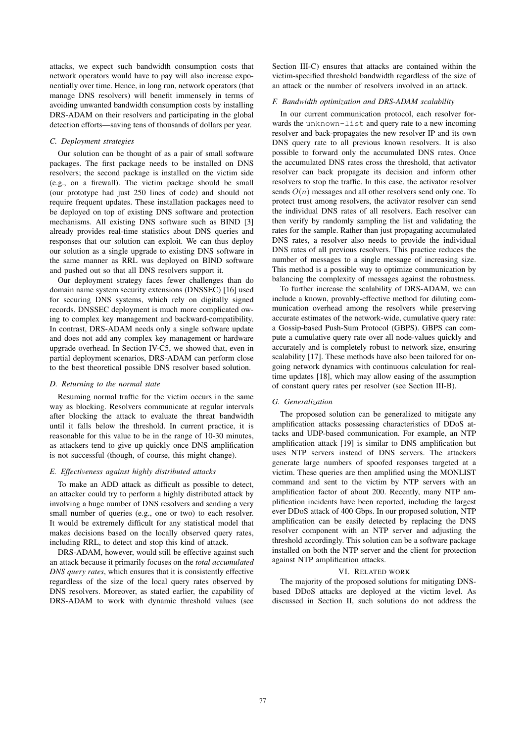attacks, we expect such bandwidth consumption costs that network operators would have to pay will also increase exponentially over time. Hence, in long run, network operators (that manage DNS resolvers) will benefit immensely in terms of avoiding unwanted bandwidth consumption costs by installing DRS-ADAM on their resolvers and participating in the global detection efforts—saving tens of thousands of dollars per year.

### C. Deployment strategies

Our solution can be thought of as a pair of small software packages. The first package needs to be installed on DNS resolvers; the second package is installed on the victim side (e.g., on a firewall). The victim package should be small (our prototype had just 250 lines of code) and should not require frequent updates. These installation packages need to be deployed on top of existing DNS software and protection mechanisms. All existing DNS software such as BIND [3] already provides real-time statistics about DNS queries and responses that our solution can exploit. We can thus deploy our solution as a single upgrade to existing DNS software in the same manner as RRL was deployed on BIND software and pushed out so that all DNS resolvers support it.

Our deployment strategy faces fewer challenges than do domain name system security extensions (DNSSEC) [16] used for securing DNS systems, which rely on digitally signed records. DNSSEC deployment is much more complicated owing to complex key management and backward-compatibility. In contrast, DRS-ADAM needs only a single software update and does not add any complex key management or hardware upgrade overhead. In Section IV-C5, we showed that, even in partial deployment scenarios, DRS-ADAM can perform close to the best theoretical possible DNS resolver based solution.

### D. Returning to the normal state

Resuming normal traffic for the victim occurs in the same way as blocking. Resolvers communicate at regular intervals after blocking the attack to evaluate the threat bandwidth until it falls below the threshold. In current practice, it is reasonable for this value to be in the range of 10-30 minutes, as attackers tend to give up quickly once DNS amplification is not successful (though, of course, this might change).

### E. Effectiveness against highly distributed attacks

To make an ADD attack as difficult as possible to detect, an attacker could try to perform a highly distributed attack by involving a huge number of DNS resolvers and sending a very small number of queries (e.g., one or two) to each resolver. It would be extremely difficult for any statistical model that makes decisions based on the locally observed query rates, including RRL, to detect and stop this kind of attack.

DRS-ADAM, however, would still be effective against such an attack because it primarily focuses on the *total accumulated DNS query rates*, which ensures that it is consistently effective regardless of the size of the local query rates observed by DNS resolvers. Moreover, as stated earlier, the capability of DRS-ADAM to work with dynamic threshold values (see Section III-C) ensures that attacks are contained within the victim-specified threshold bandwidth regardless of the size of an attack or the number of resolvers involved in an attack.

### F. Bandwidth optimization and DRS-ADAM scalability

In our current communication protocol, each resolver forwards the `unknown-list` and query rate to a new incoming resolver and back-propagates the new resolver IP and its own DNS query rate to all previous known resolvers. It is also possible to forward only the accumulated DNS rates. Once the accumulated DNS rates cross the threshold, that activator resolver can back propagate its decision and inform other resolvers to stop the traffic. In this case, the activator resolver sends $O(n)$ messages and all other resolvers send only one. To protect trust among resolvers, the activator resolver can send the individual DNS rates of all resolvers. Each resolver can then verify by randomly sampling the list and validating the rates for the sample. Rather than just propagating accumulated DNS rates, a resolver also needs to provide the individual DNS rates of all previous resolvers. This practice reduces the number of messages to a single message of increasing size. This method is a possible way to optimize communication by balancing the complexity of messages against the robustness.

To further increase the scalability of DRS-ADAM, we can include a known, provably-effective method for diluting communication overhead among the resolvers while preserving accurate estimates of the network-wide, cumulative query rate: a Gossip-based Push-Sum Protocol (GBPS). GBPS can compute a cumulative query rate over all node-values quickly and accurately and is completely robust to network size, ensuring scalability [17]. These methods have also been tailored for ongoing network dynamics with continuous calculation for real-time updates [18], which may allow easing of the assumption of constant query rates per resolver (see Section III-B).

### G. Generalization

The proposed solution can be generalized to mitigate any amplification attacks possessing characteristics of DDoS attacks and UDP-based communication. For example, an NTP amplification attack [19] is similar to DNS amplification but uses NTP servers instead of DNS servers. The attackers generate large numbers of spoofed responses targeted at a victim. These queries are then amplified using the MONLIST command and sent to the victim by NTP servers with an amplification factor of about 200. Recently, many NTP amplification incidents have been reported, including the largest ever DDoS attack of 400 Gbps. In our proposed solution, NTP amplification can be easily detected by replacing the DNS resolver component with an NTP server and adjusting the threshold accordingly. This solution can be a software package installed on both the NTP server and the client for protection against NTP amplification attacks.

## VI. Related Work

The majority of the proposed solutions for mitigating DNS-based DDoS attacks are deployed at the victim level. As discussed in Section II, such solutions do not address the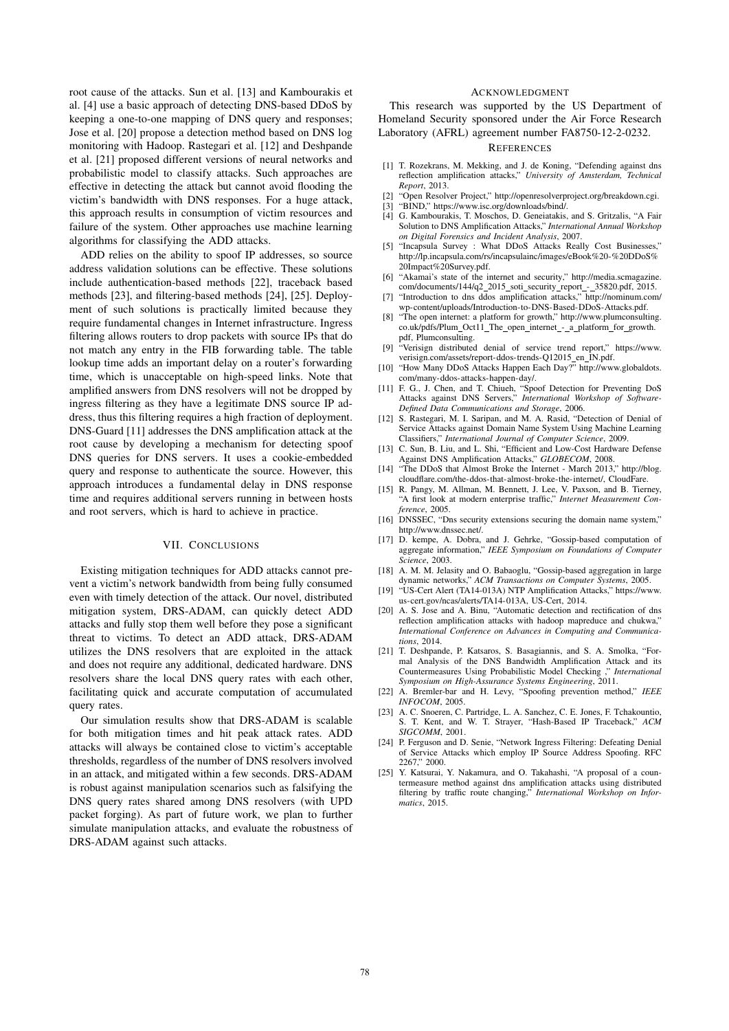root cause of the attacks. Sun et al. [13] and Kambourakis et al. [4] use a basic approach of detecting DNS-based DDoS by keeping a one-to-one mapping of DNS query and responses; Jose et al. [20] propose a detection method based on DNS log monitoring with Hadoop. Rastegari et al. [12] and Deshpande et al. [21] proposed different versions of neural networks and probabilistic model to classify attacks. Such approaches are effective in detecting the attack but cannot avoid flooding the victim's bandwidth with DNS responses. For a huge attack, this approach results in consumption of victim resources and failure of the system. Other approaches use machine learning algorithms for classifying the ADD attacks.

ADD relies on the ability to spoof IP addresses, so source address validation solutions can be effective. These solutions include authentication-based methods [22], traceback based methods [23], and filtering-based methods [24], [25]. Deployment of such solutions is practically limited because they require fundamental changes in Internet infrastructure. Ingress filtering allows routers to drop packets with source IPs that do not match any entry in the FIB forwarding table. The table lookup time adds an important delay on a router's forwarding time, which is unacceptable on high-speed links. Note that amplified answers from DNS resolvers will not be dropped by ingress filtering as they have a legitimate DNS source IP address, thus this filtering requires a high fraction of deployment. DNS-Guard [11] addresses the DNS amplification attack at the root cause by developing a mechanism for detecting spoof DNS queries for DNS servers. It uses a cookie-embedded query and response to authenticate the source. However, this approach introduces a fundamental delay in DNS response time and requires additional servers running in between hosts and root servers, which is hard to achieve in practice.

## VII. Conclusions

Existing mitigation techniques for ADD attacks cannot prevent a victim's network bandwidth from being fully consumed even with timely detection of the attack. Our novel, distributed mitigation system, DRS-ADAM, can quickly detect ADD attacks and fully stop them well before they pose a significant threat to victims. To detect an ADD attack, DRS-ADAM utilizes the DNS resolvers that are exploited in the attack and does not require any additional, dedicated hardware. DNS resolvers share the local DNS query rates with each other, facilitating quick and accurate computation of accumulated query rates.

Our simulation results show that DRS-ADAM is scalable for both mitigation times and hit peak attack rates. ADD attacks will always be contained close to victim's acceptable thresholds, regardless of the number of DNS resolvers involved in an attack, and mitigated within a few seconds. DRS-ADAM is robust against manipulation scenarios such as falsifying the DNS query rates shared among DNS resolvers (with UPD packet forging). As part of future work, we plan to further simulate manipulation attacks, and evaluate the robustness of DRS-ADAM against such attacks.

## Acknowledgment

This research was supported by the US Department of Homeland Security sponsored under the Air Force Research Laboratory (AFRL) agreement number FA8750-12-2-0232.

## References

[1] T. Rozekrans, M. Mekking, and J. de Koning, "Defending against dns reflection amplification attacks," *University of Amsterdam, Technical Report*, 2013.

[2] "Open Resolver Project," http://openresolverproject.org/breakdown.cgi.

[3] "BIND," https://www.isc.org/downloads/bind/.

[4] G. Kambourakis, T. Moschos, D. Geneiatakis, and S. Gritzalis, "A Fair Solution to DNS Amplification Attacks," *International Annual Workshop on Digital Forensics and Incident Analysis*, 2007.

[5] "Incapsula Survey : What DDoS Attacks Really Cost Businesses," http://lp.incapsula.com/rs/incapsulainc/images/eBook%20-%20DDoS%20Impact%20Survey.pdf.

[6] "Akamai's state of the internet and security," http://media.scmagazine.com/documents/144/q2_2015_soti_security_report_-_35820.pdf, 2015.

[7] "Introduction to dns ddos amplification attacks," http://nominum.com/wp-content/uploads/Introduction-to-DNS-Based-DDoS-Attacks.pdf.

[8] "The open internet: a platform for growth," http://www.plumconsulting.co.uk/pdfs/Plum_Oct11_The_open_internet_-_a_platform_for_growth.pdf, Plumconsulting.

[9] "Verisign distributed denial of service trend report," https://www.verisign.com/assets/report-ddos-trends-Q12015_en_IN.pdf.

[10] "How Many DDoS Attacks Happen Each Day?" http://www.globaldots.com/many-ddos-attacks-happen-day/.

[11] F. G., J. Chen, and T. Chiueh, "Spoof Detection for Preventing DoS Attacks against DNS Servers," *International Workshop of Software-Defined Data Communications and Storage*, 2006.

[12] S. Rastegari, M. I. Saripan, and M. A. Rasid, "Detection of Denial of Service Attacks against Domain Name System Using Machine Learning Classifiers," *International Journal of Computer Science*, 2009.

[13] C. Sun, B. Liu, and L. Shi, "Efficient and Low-Cost Hardware Defense Against DNS Amplification Attacks," *GLOBECOM*, 2008.

[14] "The DDoS that Almost Broke the Internet - March 2013," http://blog.cloudflare.com/the-ddos-that-almost-broke-the-internet/, CloudFare.

[15] R. Pangy, M. Allman, M. Bennett, J. Lee, V. Paxson, and B. Tierney, "A first look at modern enterprise traffic," *Internet Measurement Conference*, 2005.

[16] DNSSEC, "Dns security extensions securing the domain name system," http://www.dnssec.net/.

[17] D. kempe, A. Dobra, and J. Gehrke, "Gossip-based computation of aggregate information," *IEEE Symposium on Foundations of Computer Science*, 2003.

[18] A. M. M. Jelasity and O. Babaoglu, "Gossip-based aggregation in large dynamic networks," *ACM Transactions on Computer Systems*, 2005.

[19] "US-Cert Alert (TA14-013A) NTP Amplification Attacks," https://www.us-cert.gov/ncas/alerts/TA14-013A, US-Cert, 2014.

[20] A. S. Jose and A. Binu, "Automatic detection and rectification of dns reflection amplification attacks with hadoop mapreduce and chukwa," *International Conference on Advances in Computing and Communications*, 2014.

[21] T. Deshpande, P. Katsaros, S. Basagiannis, and S. A. Smolka, "Formal Analysis of the DNS Bandwidth Amplification Attack and its Countermeasures Using Probabilistic Model Checking ," *International Symposium on High-Assurance Systems Engineering*, 2011.

[22] A. Bremler-bar and H. Levy, "Spoofing prevention method," *IEEE INFOCOM*, 2005.

[23] A. C. Snoeren, C. Partridge, L. A. Sanchez, C. E. Jones, F. Tchakountio, S. T. Kent, and W. T. Strayer, "Hash-Based IP Traceback," *ACM SIGCOMM*, 2001.

[24] P. Ferguson and D. Senie, "Network Ingress Filtering: Defeating Denial of Service Attacks which employ IP Source Address Spoofing. RFC 2267," 2000.

[25] Y. Katsurai, Y. Nakamura, and O. Takahashi, "A proposal of a countermeasure method against dns amplification attacks using distributed filtering by traffic route changing," *International Workshop on Informatics*, 2015.